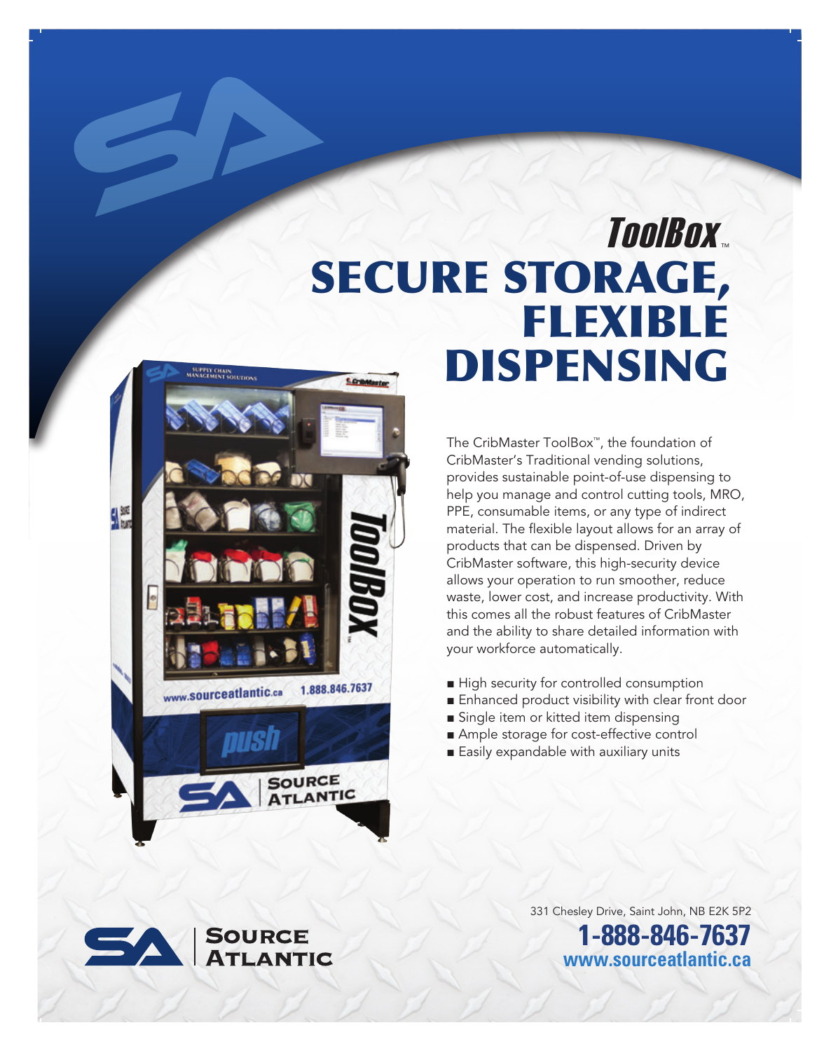# ToolBox™

# SECURE STORAGE, FLEXIBLE DISPENSING

The CribMaster ToolBox™, the foundation of CribMaster's Traditional vending solutions, provides sustainable point-of-use dispensing to help you manage and control cutting tools, MRO, PPE, consumable items, or any type of indirect material. The flexible layout allows for an array of products that can be dispensed. Driven by CribMaster software, this high-security device allows your operation to run smoother, reduce waste, lower cost, and increase productivity. With this comes all the robust features of CribMaster and the ability to share detailed information with your workforce automatically.

- High security for controlled consumption
- Enhanced product visibility with clear front door
- Single item or kitted item dispensing
- Ample storage for cost-effective control
- Easily expandable with auxiliary units

**Source Atlantic**

331 Chesley Drive, Saint John, NB E2K 5P2

**1-888-846-7637**

**www.sourceatlantic.ca**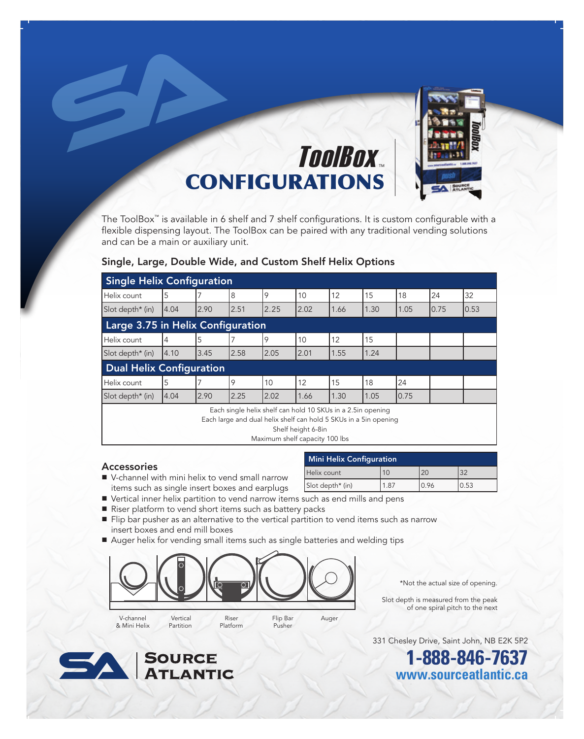# ToolBox™ CONFIGURATIONS

The ToolBox™ is available in 6 shelf and 7 shelf configurations. It is custom configurable with a flexible dispensing layout. The ToolBox can be paired with any traditional vending solutions and can be a main or auxiliary unit.

## Single, Large, Double Wide, and Custom Shelf Helix Options

| **Single Helix Configuration** | | | | | | | | | | |
|---|---|---|---|---|---|---|---|---|---|---|
| Helix count | 5 | 7 | 8 | 9 | 10 | 12 | 15 | 18 | 24 | 32 |
| Slot depth* (in) | 4.04 | 2.90 | 2.51 | 2.25 | 2.02 | 1.66 | 1.30 | 1.05 | 0.75 | 0.53 |
| **Large 3.75 in Helix Configuration** | | | | | | | | | | |
| Helix count | 4 | 5 | 7 | 9 | 10 | 12 | 15 | | | |
| Slot depth* (in) | 4.10 | 3.45 | 2.58 | 2.05 | 2.01 | 1.55 | 1.24 | | | |
| **Dual Helix Configuration** | | | | | | | | | | |
| Helix count | 5 | 7 | 9 | 10 | 12 | 15 | 18 | 24 | | |
| Slot depth* (in) | 4.04 | 2.90 | 2.25 | 2.02 | 1.66 | 1.30 | 1.05 | 0.75 | | |

Each single helix shelf can hold 10 SKUs in a 2.5in opening
Each large and dual helix shelf can hold 5 SKUs in a 5in opening
Shelf height 6-8in
Maximum shelf capacity 100 lbs

| **Mini Helix Configuration** | | | |
|---|---|---|---|
| Helix count | 10 | 20 | 32 |
| Slot depth* (in) | 1.87 | 0.96 | 0.53 |

### Accessories

- V-channel with mini helix to vend small narrow items such as single insert boxes and earplugs
- Vertical inner helix partition to vend narrow items such as end mills and pens
- Riser platform to vend short items such as battery packs
- Flip bar pusher as an alternative to the vertical partition to vend items such as narrow insert boxes and end mill boxes
- Auger helix for vending small items such as single batteries and welding tips

V-channel & Mini Helix | Vertical Partition | Riser Platform | Flip Bar Pusher | Auger

*Not the actual size of opening.

Slot depth is measured from the peak of one spiral pitch to the next

**Source Atlantic**

331 Chesley Drive, Saint John, NB E2K 5P2

**1-888-846-7637**

**www.sourceatlantic.ca**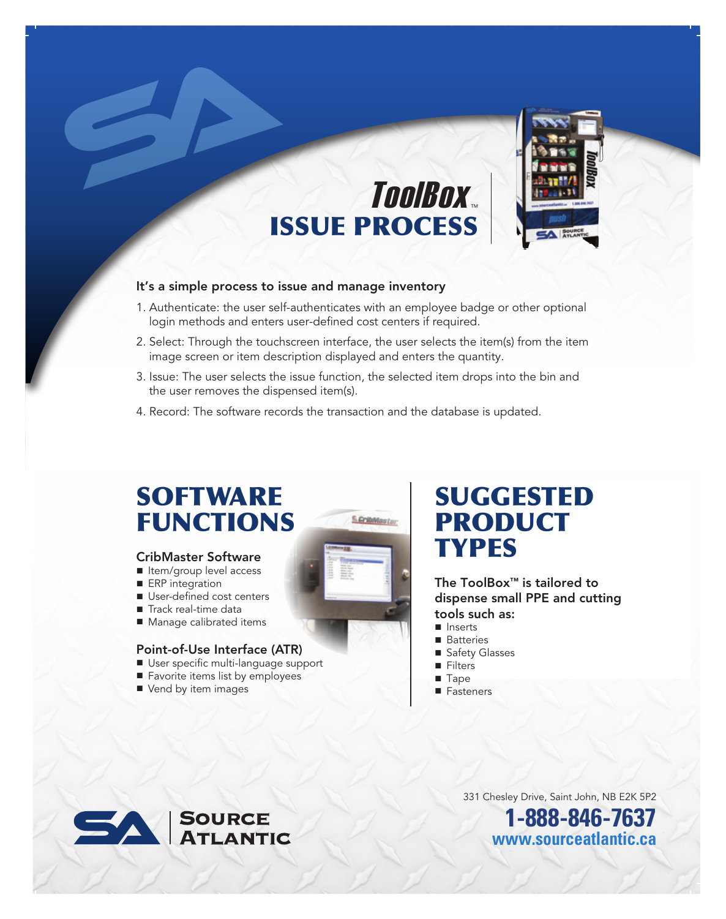# ToolBox™ ISSUE PROCESS

**It's a simple process to issue and manage inventory**

1. Authenticate: the user self-authenticates with an employee badge or other optional login methods and enters user-defined cost centers if required.
2. Select: Through the touchscreen interface, the user selects the item(s) from the item image screen or item description displayed and enters the quantity.
3. Issue: The user selects the issue function, the selected item drops into the bin and the user removes the dispensed item(s).
4. Record: The software records the transaction and the database is updated.

## SOFTWARE FUNCTIONS

### CribMaster Software

- Item/group level access
- ERP integration
- User-defined cost centers
- Track real-time data
- Manage calibrated items

### Point-of-Use Interface (ATR)

- User specific multi-language support
- Favorite items list by employees
- Vend by item images

## SUGGESTED PRODUCT TYPES

**The ToolBox™ is tailored to dispense small PPE and cutting tools such as:**

- Inserts
- Batteries
- Safety Glasses
- Filters
- Tape
- Fasteners

Source Atlantic

331 Chesley Drive, Saint John, NB E2K 5P2

**1-888-846-7637**

**www.sourceatlantic.ca**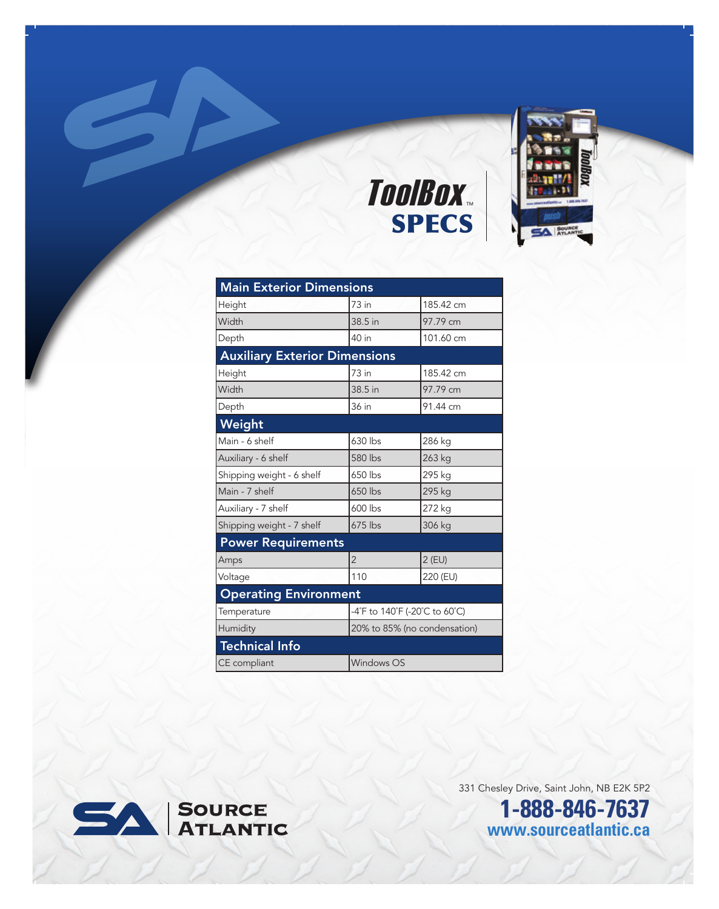# ToolBox™ SPECS

| Main Exterior Dimensions | | |
|---|---|---|
| Height | 73 in | 185.42 cm |
| Width | 38.5 in | 97.79 cm |
| Depth | 40 in | 101.60 cm |
| **Auxiliary Exterior Dimensions** | | |
| Height | 73 in | 185.42 cm |
| Width | 38.5 in | 97.79 cm |
| Depth | 36 in | 91.44 cm |
| **Weight** | | |
| Main - 6 shelf | 630 lbs | 286 kg |
| Auxiliary - 6 shelf | 580 lbs | 263 kg |
| Shipping weight - 6 shelf | 650 lbs | 295 kg |
| Main - 7 shelf | 650 lbs | 295 kg |
| Auxiliary - 7 shelf | 600 lbs | 272 kg |
| Shipping weight - 7 shelf | 675 lbs | 306 kg |
| **Power Requirements** | | |
| Amps | 2 | 2 (EU) |
| Voltage | 110 | 220 (EU) |
| **Operating Environment** | | |
| Temperature | -4˚F to 140˚F (-20˚C to 60˚C) | |
| Humidity | 20% to 85% (no condensation) | |
| **Technical Info** | | |
| CE compliant | Windows OS | |

SOURCE ATLANTIC

331 Chesley Drive, Saint John, NB E2K 5P2

**1-888-846-7637**

**www.sourceatlantic.ca**